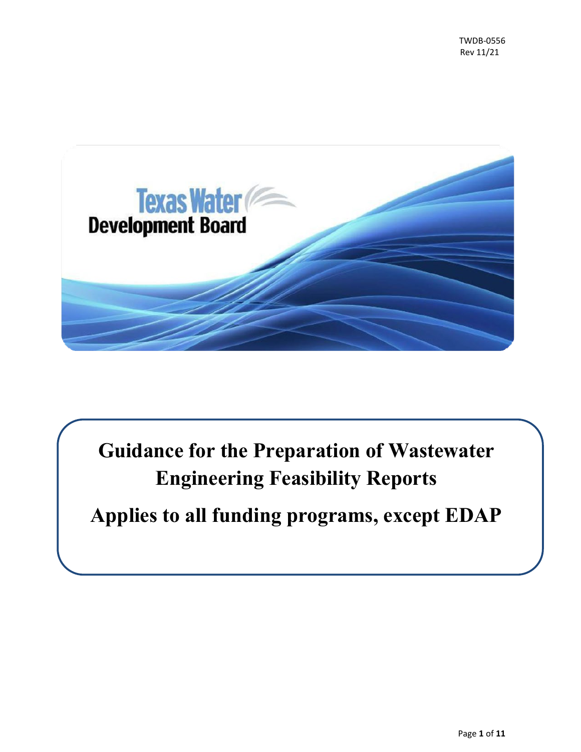TWDB-0556
Rev 11/21

Texas Water Development Board

# Guidance for the Preparation of Wastewater Engineering Feasibility Reports

# Applies to all funding programs, except EDAP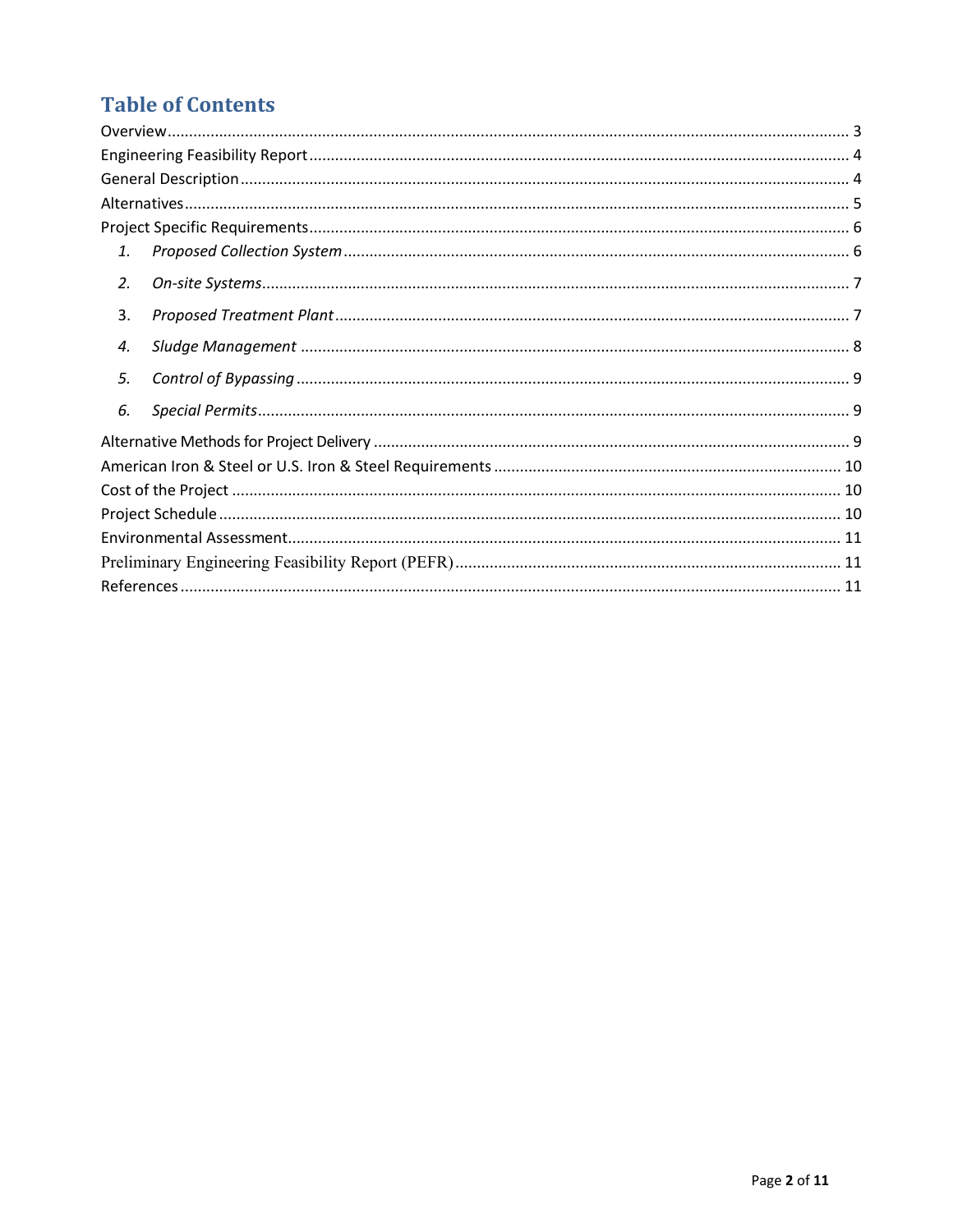# Table of Contents

Overview ... 3
Engineering Feasibility Report ... 4
General Description ... 4
Alternatives ... 5
Project Specific Requirements ... 6

1. *Proposed Collection System* ... 6
2. *On-site Systems* ... 7
3. *Proposed Treatment Plant* ... 7
4. *Sludge Management* ... 8
5. *Control of Bypassing* ... 9
6. *Special Permits* ... 9

Alternative Methods for Project Delivery ... 9
American Iron & Steel or U.S. Iron & Steel Requirements ... 10
Cost of the Project ... 10
Project Schedule ... 10
Environmental Assessment ... 11
Preliminary Engineering Feasibility Report (PEFR) ... 11
References ... 11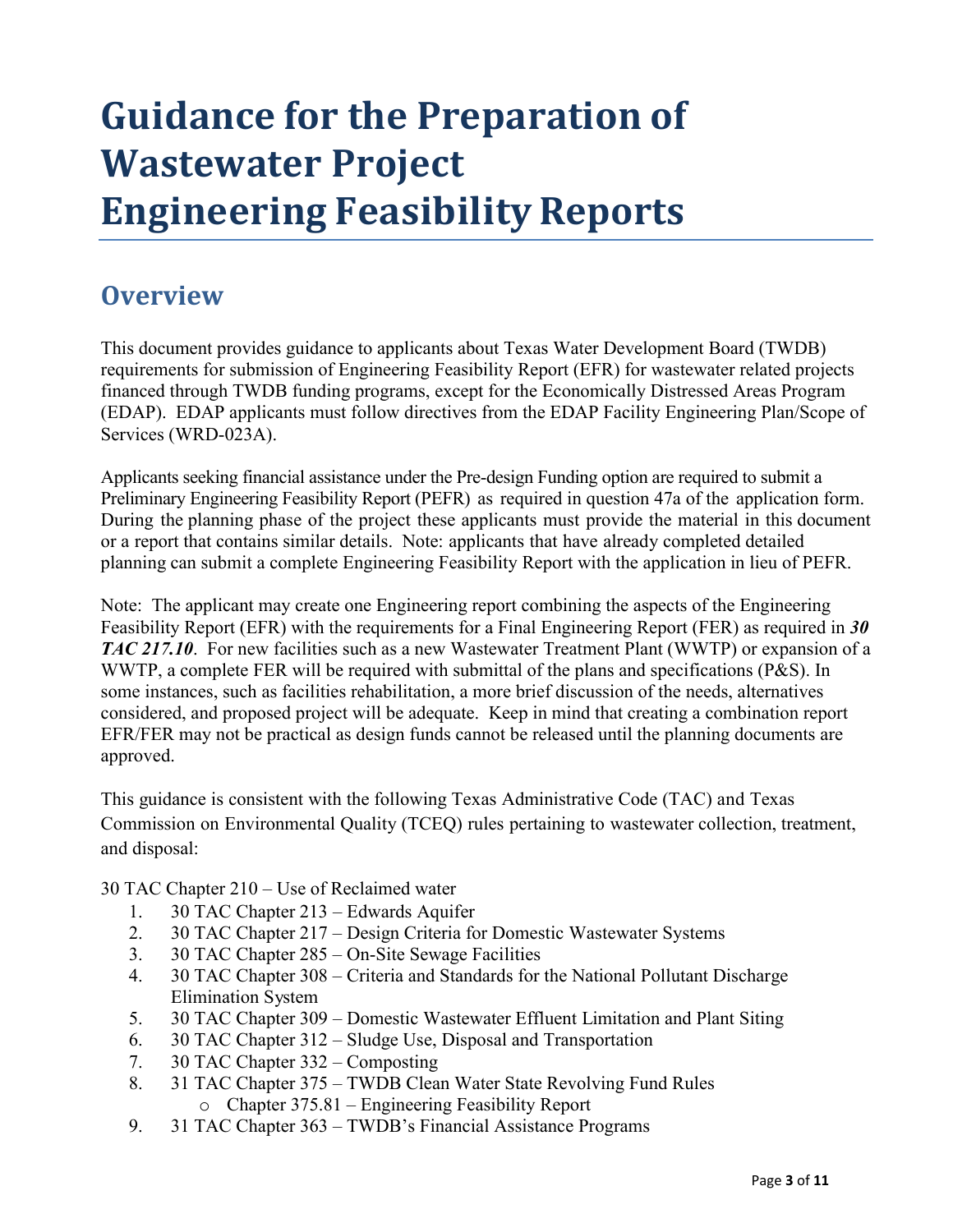# Guidance for the Preparation of Wastewater Project Engineering Feasibility Reports

## Overview

This document provides guidance to applicants about Texas Water Development Board (TWDB) requirements for submission of Engineering Feasibility Report (EFR) for wastewater related projects financed through TWDB funding programs, except for the Economically Distressed Areas Program (EDAP). EDAP applicants must follow directives from the EDAP Facility Engineering Plan/Scope of Services (WRD-023A).

Applicants seeking financial assistance under the Pre-design Funding option are required to submit a Preliminary Engineering Feasibility Report (PEFR) as required in question 47a of the application form. During the planning phase of the project these applicants must provide the material in this document or a report that contains similar details. Note: applicants that have already completed detailed planning can submit a complete Engineering Feasibility Report with the application in lieu of PEFR.

Note: The applicant may create one Engineering report combining the aspects of the Engineering Feasibility Report (EFR) with the requirements for a Final Engineering Report (FER) as required in ***30 TAC 217.10***. For new facilities such as a new Wastewater Treatment Plant (WWTP) or expansion of a WWTP, a complete FER will be required with submittal of the plans and specifications (P&S). In some instances, such as facilities rehabilitation, a more brief discussion of the needs, alternatives considered, and proposed project will be adequate. Keep in mind that creating a combination report EFR/FER may not be practical as design funds cannot be released until the planning documents are approved.

This guidance is consistent with the following Texas Administrative Code (TAC) and Texas Commission on Environmental Quality (TCEQ) rules pertaining to wastewater collection, treatment, and disposal:

30 TAC Chapter 210 – Use of Reclaimed water

1. 30 TAC Chapter 213 – Edwards Aquifer
2. 30 TAC Chapter 217 – Design Criteria for Domestic Wastewater Systems
3. 30 TAC Chapter 285 – On-Site Sewage Facilities
4. 30 TAC Chapter 308 – Criteria and Standards for the National Pollutant Discharge Elimination System
5. 30 TAC Chapter 309 – Domestic Wastewater Effluent Limitation and Plant Siting
6. 30 TAC Chapter 312 – Sludge Use, Disposal and Transportation
7. 30 TAC Chapter 332 – Composting
8. 31 TAC Chapter 375 – TWDB Clean Water State Revolving Fund Rules
   - Chapter 375.81 – Engineering Feasibility Report
9. 31 TAC Chapter 363 – TWDB's Financial Assistance Programs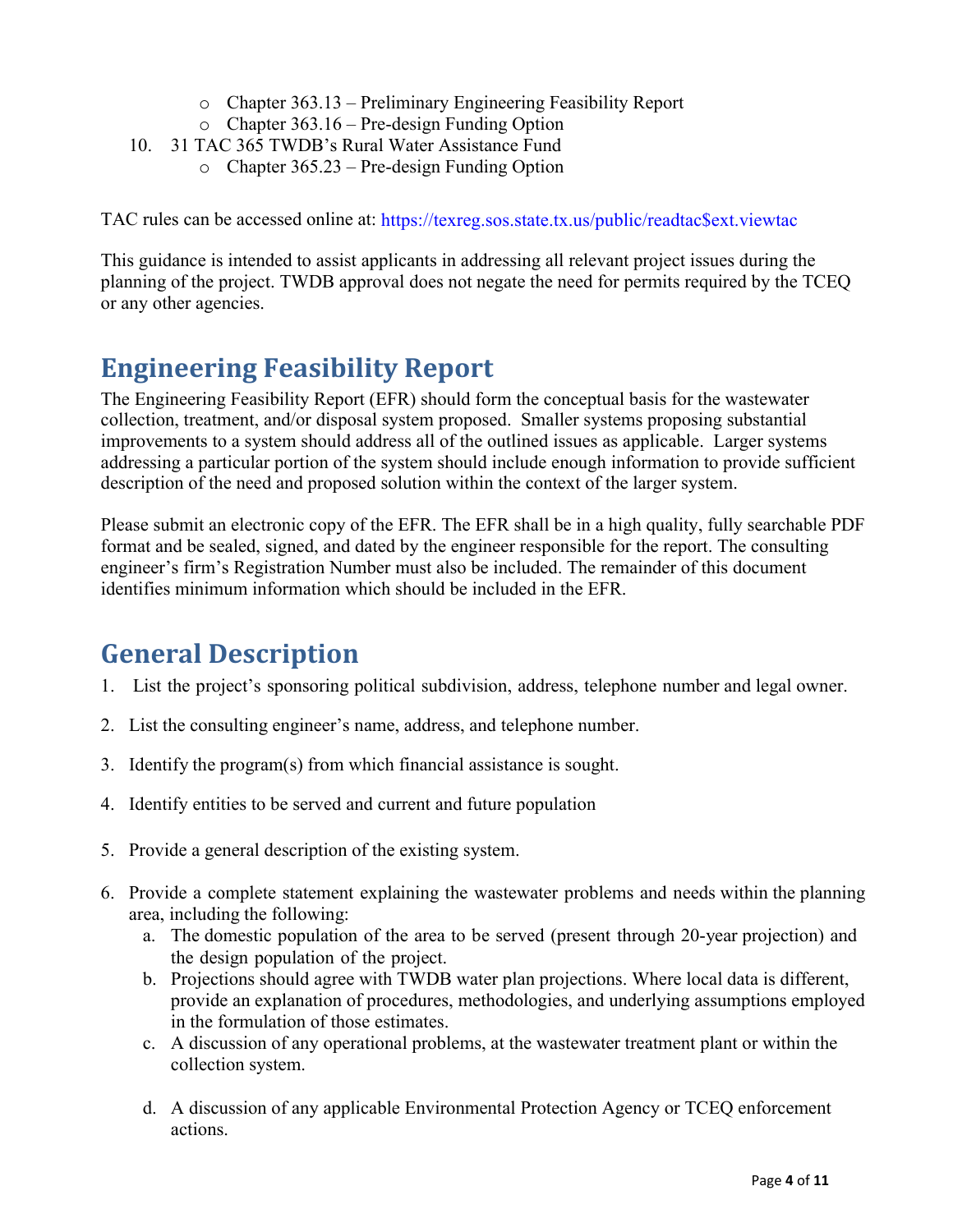- Chapter 363.13 – Preliminary Engineering Feasibility Report
  - Chapter 363.16 – Pre-design Funding Option

10. 31 TAC 365 TWDB's Rural Water Assistance Fund
    - Chapter 365.23 – Pre-design Funding Option

TAC rules can be accessed online at: https://texreg.sos.state.tx.us/public/readtac$ext.viewtac

This guidance is intended to assist applicants in addressing all relevant project issues during the planning of the project. TWDB approval does not negate the need for permits required by the TCEQ or any other agencies.

# Engineering Feasibility Report

The Engineering Feasibility Report (EFR) should form the conceptual basis for the wastewater collection, treatment, and/or disposal system proposed. Smaller systems proposing substantial improvements to a system should address all of the outlined issues as applicable. Larger systems addressing a particular portion of the system should include enough information to provide sufficient description of the need and proposed solution within the context of the larger system.

Please submit an electronic copy of the EFR. The EFR shall be in a high quality, fully searchable PDF format and be sealed, signed, and dated by the engineer responsible for the report. The consulting engineer's firm's Registration Number must also be included. The remainder of this document identifies minimum information which should be included in the EFR.

# General Description

1. List the project's sponsoring political subdivision, address, telephone number and legal owner.
2. List the consulting engineer's name, address, and telephone number.
3. Identify the program(s) from which financial assistance is sought.
4. Identify entities to be served and current and future population
5. Provide a general description of the existing system.
6. Provide a complete statement explaining the wastewater problems and needs within the planning area, including the following:
   a. The domestic population of the area to be served (present through 20-year projection) and the design population of the project.
   b. Projections should agree with TWDB water plan projections. Where local data is different, provide an explanation of procedures, methodologies, and underlying assumptions employed in the formulation of those estimates.
   c. A discussion of any operational problems, at the wastewater treatment plant or within the collection system.
   d. A discussion of any applicable Environmental Protection Agency or TCEQ enforcement actions.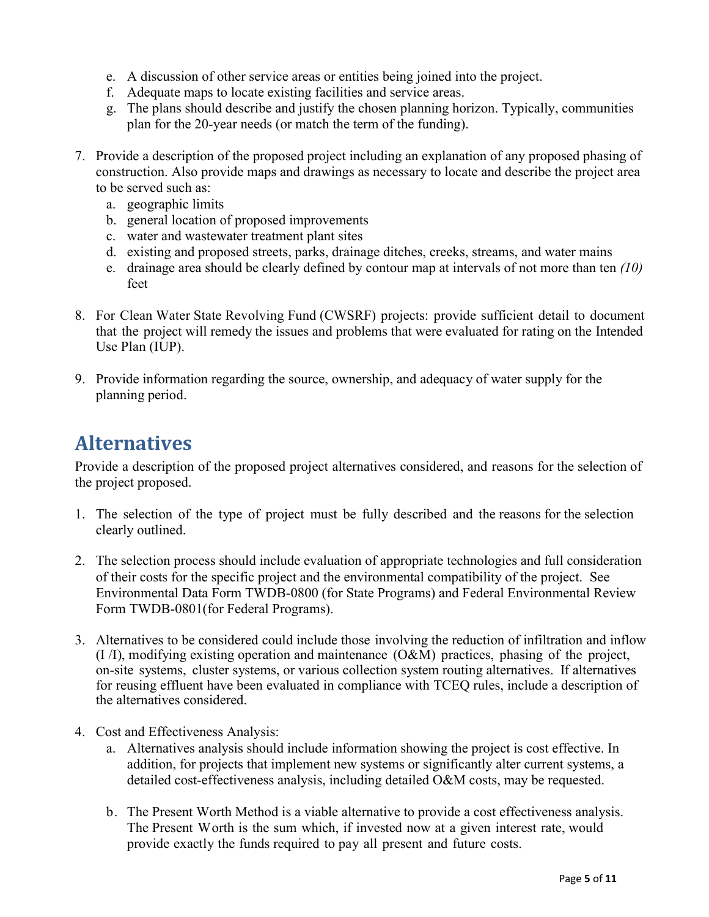e. A discussion of other service areas or entities being joined into the project.
f. Adequate maps to locate existing facilities and service areas.
g. The plans should describe and justify the chosen planning horizon. Typically, communities plan for the 20-year needs (or match the term of the funding).

7. Provide a description of the proposed project including an explanation of any proposed phasing of construction. Also provide maps and drawings as necessary to locate and describe the project area to be served such as:
   a. geographic limits
   b. general location of proposed improvements
   c. water and wastewater treatment plant sites
   d. existing and proposed streets, parks, drainage ditches, creeks, streams, and water mains
   e. drainage area should be clearly defined by contour map at intervals of not more than ten *(10)* feet

8. For Clean Water State Revolving Fund (CWSRF) projects: provide sufficient detail to document that the project will remedy the issues and problems that were evaluated for rating on the Intended Use Plan (IUP).

9. Provide information regarding the source, ownership, and adequacy of water supply for the planning period.

# Alternatives

Provide a description of the proposed project alternatives considered, and reasons for the selection of the project proposed.

1. The selection of the type of project must be fully described and the reasons for the selection clearly outlined.

2. The selection process should include evaluation of appropriate technologies and full consideration of their costs for the specific project and the environmental compatibility of the project. See Environmental Data Form TWDB-0800 (for State Programs) and Federal Environmental Review Form TWDB-0801(for Federal Programs).

3. Alternatives to be considered could include those involving the reduction of infiltration and inflow (I /I), modifying existing operation and maintenance (O&M) practices, phasing of the project, on-site systems, cluster systems, or various collection system routing alternatives. If alternatives for reusing effluent have been evaluated in compliance with TCEQ rules, include a description of the alternatives considered.

4. Cost and Effectiveness Analysis:
   a. Alternatives analysis should include information showing the project is cost effective. In addition, for projects that implement new systems or significantly alter current systems, a detailed cost-effectiveness analysis, including detailed O&M costs, may be requested.

   b. The Present Worth Method is a viable alternative to provide a cost effectiveness analysis. The Present Worth is the sum which, if invested now at a given interest rate, would provide exactly the funds required to pay all present and future costs.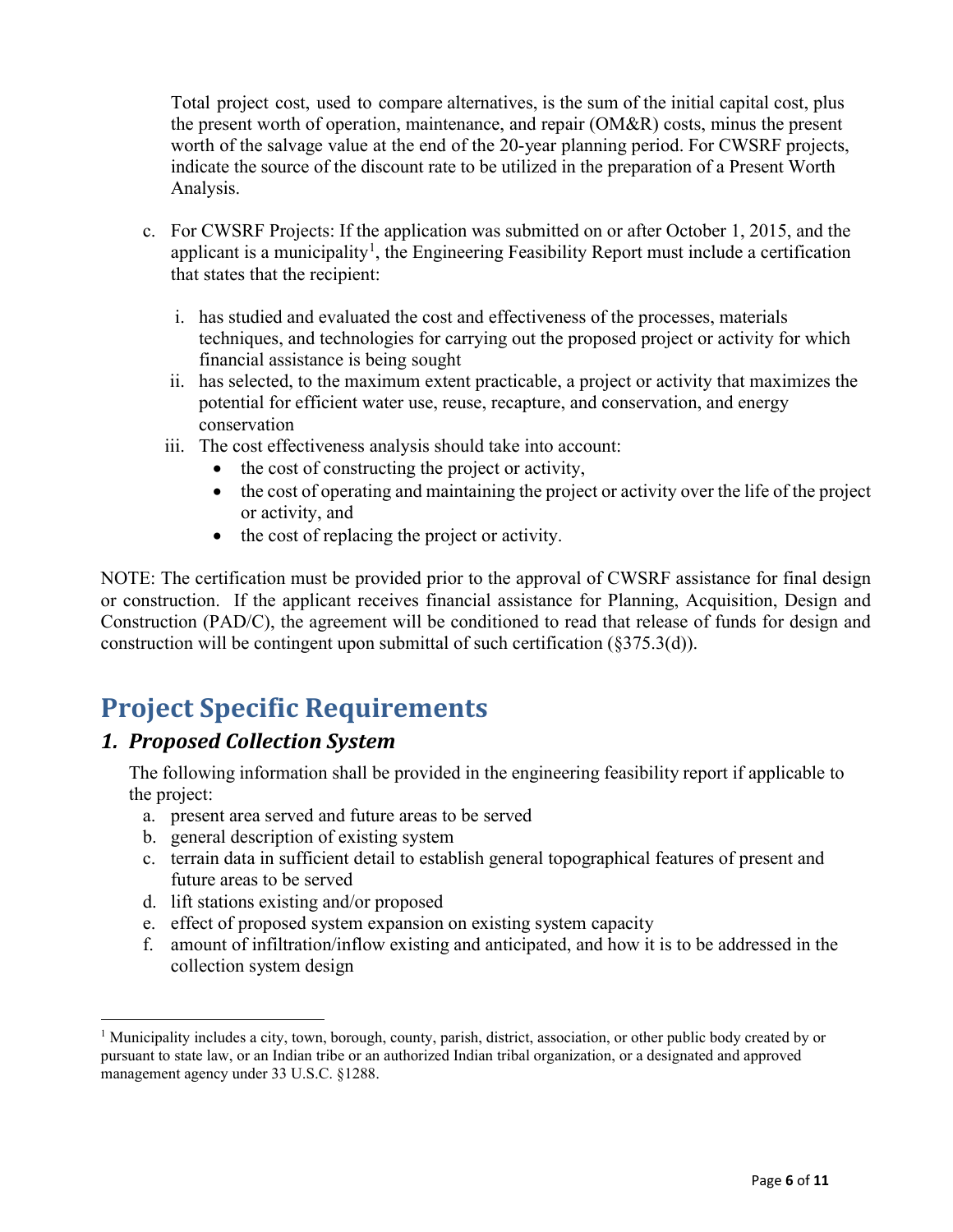Total project cost, used to compare alternatives, is the sum of the initial capital cost, plus the present worth of operation, maintenance, and repair (OM&R) costs, minus the present worth of the salvage value at the end of the 20-year planning period. For CWSRF projects, indicate the source of the discount rate to be utilized in the preparation of a Present Worth Analysis.

c. For CWSRF Projects: If the application was submitted on or after October 1, 2015, and the applicant is a municipality[1], the Engineering Feasibility Report must include a certification that states that the recipient:

   i. has studied and evaluated the cost and effectiveness of the processes, materials techniques, and technologies for carrying out the proposed project or activity for which financial assistance is being sought
   ii. has selected, to the maximum extent practicable, a project or activity that maximizes the potential for efficient water use, reuse, recapture, and conservation, and energy conservation
   iii. The cost effectiveness analysis should take into account:
      - the cost of constructing the project or activity,
      - the cost of operating and maintaining the project or activity over the life of the project or activity, and
      - the cost of replacing the project or activity.

NOTE: The certification must be provided prior to the approval of CWSRF assistance for final design or construction. If the applicant receives financial assistance for Planning, Acquisition, Design and Construction (PAD/C), the agreement will be conditioned to read that release of funds for design and construction will be contingent upon submittal of such certification (§375.3(d)).

# Project Specific Requirements

## *1. Proposed Collection System*

The following information shall be provided in the engineering feasibility report if applicable to the project:

a. present area served and future areas to be served
b. general description of existing system
c. terrain data in sufficient detail to establish general topographical features of present and future areas to be served
d. lift stations existing and/or proposed
e. effect of proposed system expansion on existing system capacity
f. amount of infiltration/inflow existing and anticipated, and how it is to be addressed in the collection system design

---

[1] Municipality includes a city, town, borough, county, parish, district, association, or other public body created by or pursuant to state law, or an Indian tribe or an authorized Indian tribal organization, or a designated and approved management agency under 33 U.S.C. §1288.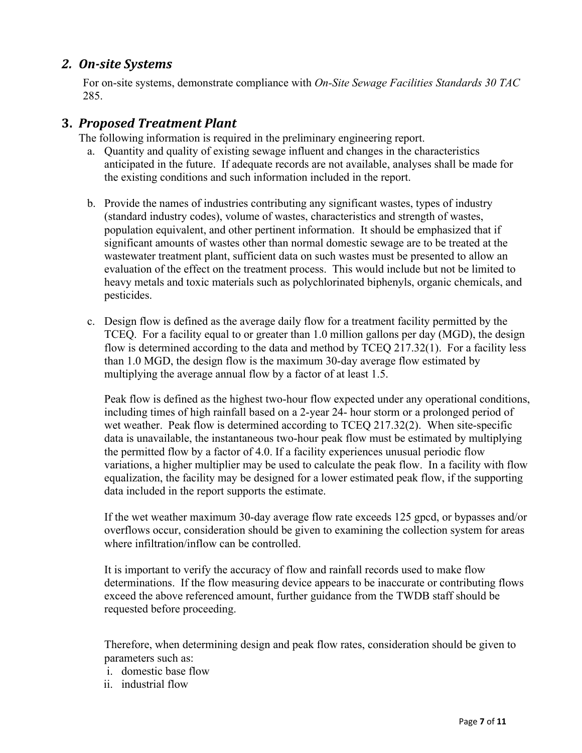## *2. On-site Systems*

For on-site systems, demonstrate compliance with *On-Site Sewage Facilities Standards 30 TAC 285.*

## 3. *Proposed Treatment Plant*

The following information is required in the preliminary engineering report.

a. Quantity and quality of existing sewage influent and changes in the characteristics anticipated in the future. If adequate records are not available, analyses shall be made for the existing conditions and such information included in the report.

b. Provide the names of industries contributing any significant wastes, types of industry (standard industry codes), volume of wastes, characteristics and strength of wastes, population equivalent, and other pertinent information. It should be emphasized that if significant amounts of wastes other than normal domestic sewage are to be treated at the wastewater treatment plant, sufficient data on such wastes must be presented to allow an evaluation of the effect on the treatment process. This would include but not be limited to heavy metals and toxic materials such as polychlorinated biphenyls, organic chemicals, and pesticides.

c. Design flow is defined as the average daily flow for a treatment facility permitted by the TCEQ. For a facility equal to or greater than 1.0 million gallons per day (MGD), the design flow is determined according to the data and method by TCEQ 217.32(1). For a facility less than 1.0 MGD, the design flow is the maximum 30-day average flow estimated by multiplying the average annual flow by a factor of at least 1.5.

   Peak flow is defined as the highest two-hour flow expected under any operational conditions, including times of high rainfall based on a 2-year 24- hour storm or a prolonged period of wet weather. Peak flow is determined according to TCEQ 217.32(2). When site-specific data is unavailable, the instantaneous two-hour peak flow must be estimated by multiplying the permitted flow by a factor of 4.0. If a facility experiences unusual periodic flow variations, a higher multiplier may be used to calculate the peak flow. In a facility with flow equalization, the facility may be designed for a lower estimated peak flow, if the supporting data included in the report supports the estimate.

   If the wet weather maximum 30-day average flow rate exceeds 125 gpcd, or bypasses and/or overflows occur, consideration should be given to examining the collection system for areas where infiltration/inflow can be controlled.

   It is important to verify the accuracy of flow and rainfall records used to make flow determinations. If the flow measuring device appears to be inaccurate or contributing flows exceed the above referenced amount, further guidance from the TWDB staff should be requested before proceeding.

   Therefore, when determining design and peak flow rates, consideration should be given to parameters such as:

   i. domestic base flow
   ii. industrial flow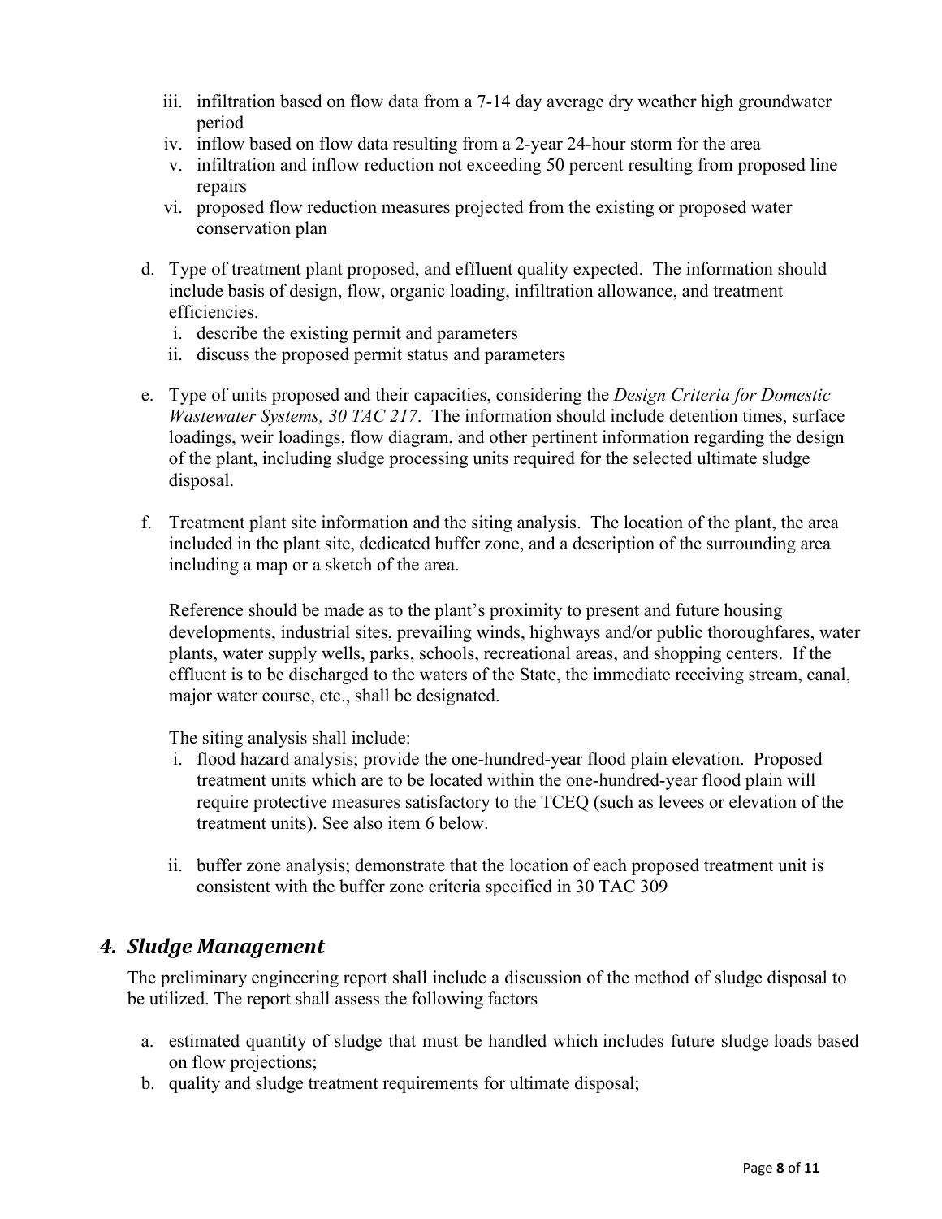iii. infiltration based on flow data from a 7-14 day average dry weather high groundwater period
   iv. inflow based on flow data resulting from a 2-year 24-hour storm for the area
   v. infiltration and inflow reduction not exceeding 50 percent resulting from proposed line repairs
   vi. proposed flow reduction measures projected from the existing or proposed water conservation plan

d. Type of treatment plant proposed, and effluent quality expected. The information should include basis of design, flow, organic loading, infiltration allowance, and treatment efficiencies.
   i. describe the existing permit and parameters
   ii. discuss the proposed permit status and parameters

e. Type of units proposed and their capacities, considering the *Design Criteria for Domestic Wastewater Systems, 30 TAC 217*. The information should include detention times, surface loadings, weir loadings, flow diagram, and other pertinent information regarding the design of the plant, including sludge processing units required for the selected ultimate sludge disposal.

f. Treatment plant site information and the siting analysis. The location of the plant, the area included in the plant site, dedicated buffer zone, and a description of the surrounding area including a map or a sketch of the area.

   Reference should be made as to the plant's proximity to present and future housing developments, industrial sites, prevailing winds, highways and/or public thoroughfares, water plants, water supply wells, parks, schools, recreational areas, and shopping centers. If the effluent is to be discharged to the waters of the State, the immediate receiving stream, canal, major water course, etc., shall be designated.

   The siting analysis shall include:
   i. flood hazard analysis; provide the one-hundred-year flood plain elevation. Proposed treatment units which are to be located within the one-hundred-year flood plain will require protective measures satisfactory to the TCEQ (such as levees or elevation of the treatment units). See also item 6 below.

   ii. buffer zone analysis; demonstrate that the location of each proposed treatment unit is consistent with the buffer zone criteria specified in 30 TAC 309

## *4. Sludge Management*

The preliminary engineering report shall include a discussion of the method of sludge disposal to be utilized. The report shall assess the following factors

a. estimated quantity of sludge that must be handled which includes future sludge loads based on flow projections;
b. quality and sludge treatment requirements for ultimate disposal;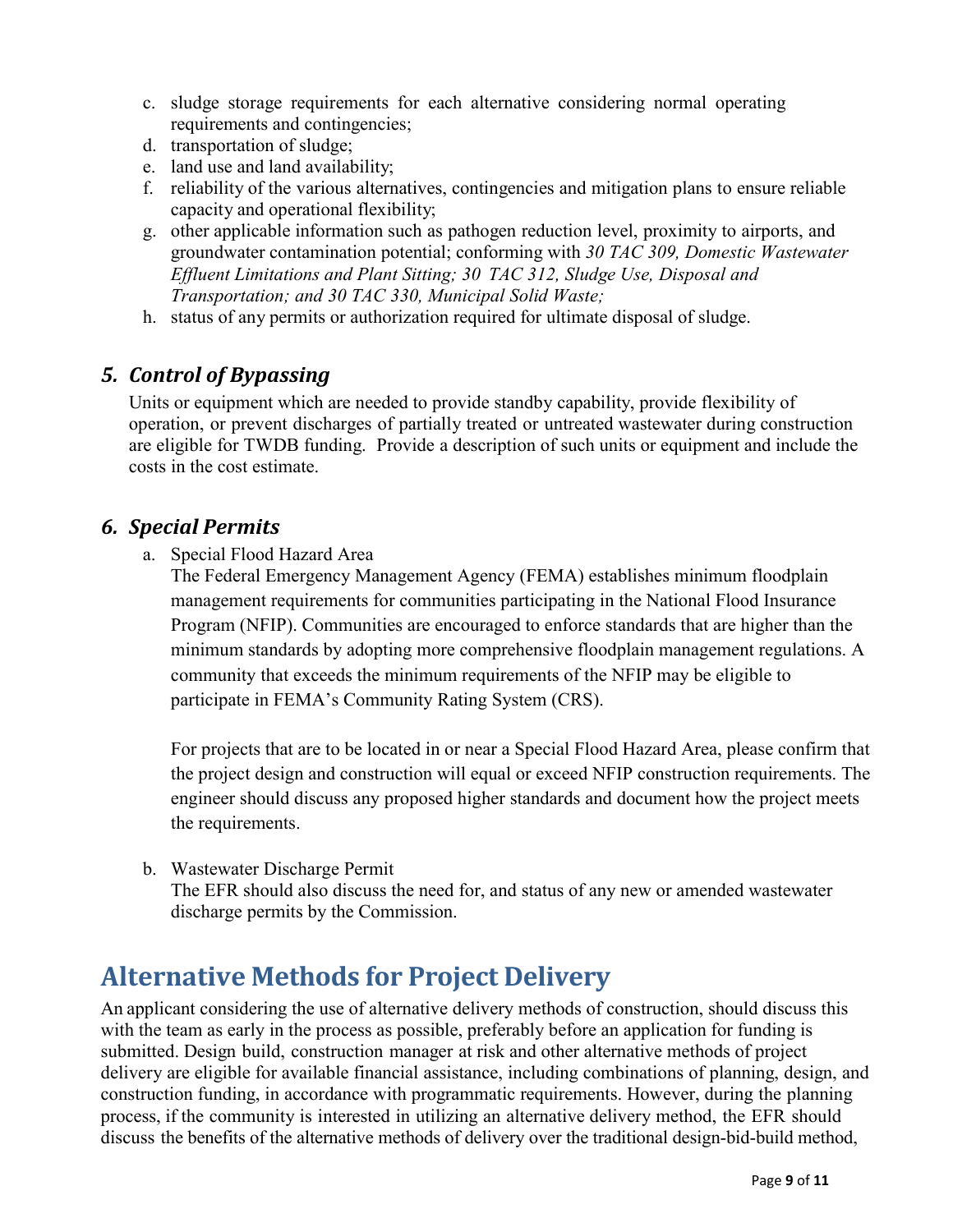c. sludge storage requirements for each alternative considering normal operating requirements and contingencies;
d. transportation of sludge;
e. land use and land availability;
f. reliability of the various alternatives, contingencies and mitigation plans to ensure reliable capacity and operational flexibility;
g. other applicable information such as pathogen reduction level, proximity to airports, and groundwater contamination potential; conforming with *30 TAC 309, Domestic Wastewater Effluent Limitations and Plant Sitting; 30 TAC 312, Sludge Use, Disposal and Transportation; and 30 TAC 330, Municipal Solid Waste;*
h. status of any permits or authorization required for ultimate disposal of sludge.

### *5. Control of Bypassing*

Units or equipment which are needed to provide standby capability, provide flexibility of operation, or prevent discharges of partially treated or untreated wastewater during construction are eligible for TWDB funding. Provide a description of such units or equipment and include the costs in the cost estimate.

### *6. Special Permits*

a. Special Flood Hazard Area

   The Federal Emergency Management Agency (FEMA) establishes minimum floodplain management requirements for communities participating in the National Flood Insurance Program (NFIP). Communities are encouraged to enforce standards that are higher than the minimum standards by adopting more comprehensive floodplain management regulations. A community that exceeds the minimum requirements of the NFIP may be eligible to participate in FEMA's Community Rating System (CRS).

   For projects that are to be located in or near a Special Flood Hazard Area, please confirm that the project design and construction will equal or exceed NFIP construction requirements. The engineer should discuss any proposed higher standards and document how the project meets the requirements.

b. Wastewater Discharge Permit

   The EFR should also discuss the need for, and status of any new or amended wastewater discharge permits by the Commission.

## Alternative Methods for Project Delivery

An applicant considering the use of alternative delivery methods of construction, should discuss this with the team as early in the process as possible, preferably before an application for funding is submitted. Design build, construction manager at risk and other alternative methods of project delivery are eligible for available financial assistance, including combinations of planning, design, and construction funding, in accordance with programmatic requirements. However, during the planning process, if the community is interested in utilizing an alternative delivery method, the EFR should discuss the benefits of the alternative methods of delivery over the traditional design-bid-build method,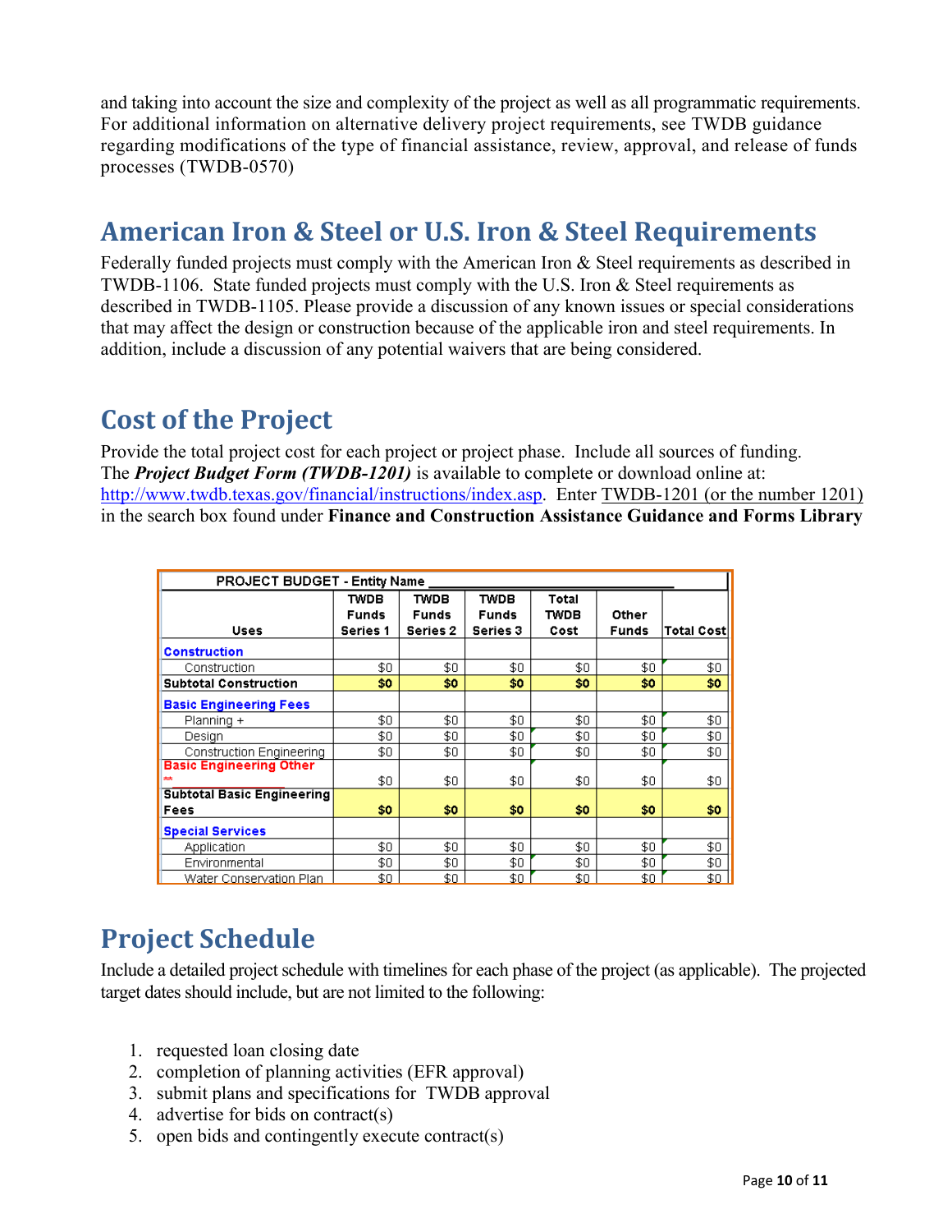and taking into account the size and complexity of the project as well as all programmatic requirements. For additional information on alternative delivery project requirements, see TWDB guidance regarding modifications of the type of financial assistance, review, approval, and release of funds processes (TWDB-0570)

## American Iron & Steel or U.S. Iron & Steel Requirements

Federally funded projects must comply with the American Iron & Steel requirements as described in TWDB-1106. State funded projects must comply with the U.S. Iron & Steel requirements as described in TWDB-1105. Please provide a discussion of any known issues or special considerations that may affect the design or construction because of the applicable iron and steel requirements. In addition, include a discussion of any potential waivers that are being considered.

## Cost of the Project

Provide the total project cost for each project or project phase. Include all sources of funding. The ***Project Budget Form (TWDB-1201)*** is available to complete or download online at: http://www.twdb.texas.gov/financial/instructions/index.asp. Enter TWDB-1201 (or the number 1201) in the search box found under **Finance and Construction Assistance Guidance and Forms Library**

| PROJECT BUDGET - Entity Name ______ | | | | | | |
|---|---|---|---|---|---|---|
| Uses | TWDB Funds Series 1 | TWDB Funds Series 2 | TWDB Funds Series 3 | Total TWDB Cost | Other Funds | Total Cost |
| **Construction** | | | | | | |
| Construction | $0 | $0 | $0 | $0 | $0 | $0 |
| **Subtotal Construction** | **$0** | **$0** | **$0** | **$0** | **$0** | **$0** |
| **Basic Engineering Fees** | | | | | | |
| Planning + | $0 | $0 | $0 | $0 | $0 | $0 |
| Design | $0 | $0 | $0 | $0 | $0 | $0 |
| Construction Engineering | $0 | $0 | $0 | $0 | $0 | $0 |
| **Basic Engineering Other** ** | $0 | $0 | $0 | $0 | $0 | $0 |
| **Subtotal Basic Engineering Fees** | **$0** | **$0** | **$0** | **$0** | **$0** | **$0** |
| **Special Services** | | | | | | |
| Application | $0 | $0 | $0 | $0 | $0 | $0 |
| Environmental | $0 | $0 | $0 | $0 | $0 | $0 |
| Water Conservation Plan | $0 | $0 | $0 | $0 | $0 | $0 |

## Project Schedule

Include a detailed project schedule with timelines for each phase of the project (as applicable). The projected target dates should include, but are not limited to the following:

1. requested loan closing date
2. completion of planning activities (EFR approval)
3. submit plans and specifications for TWDB approval
4. advertise for bids on contract(s)
5. open bids and contingently execute contract(s)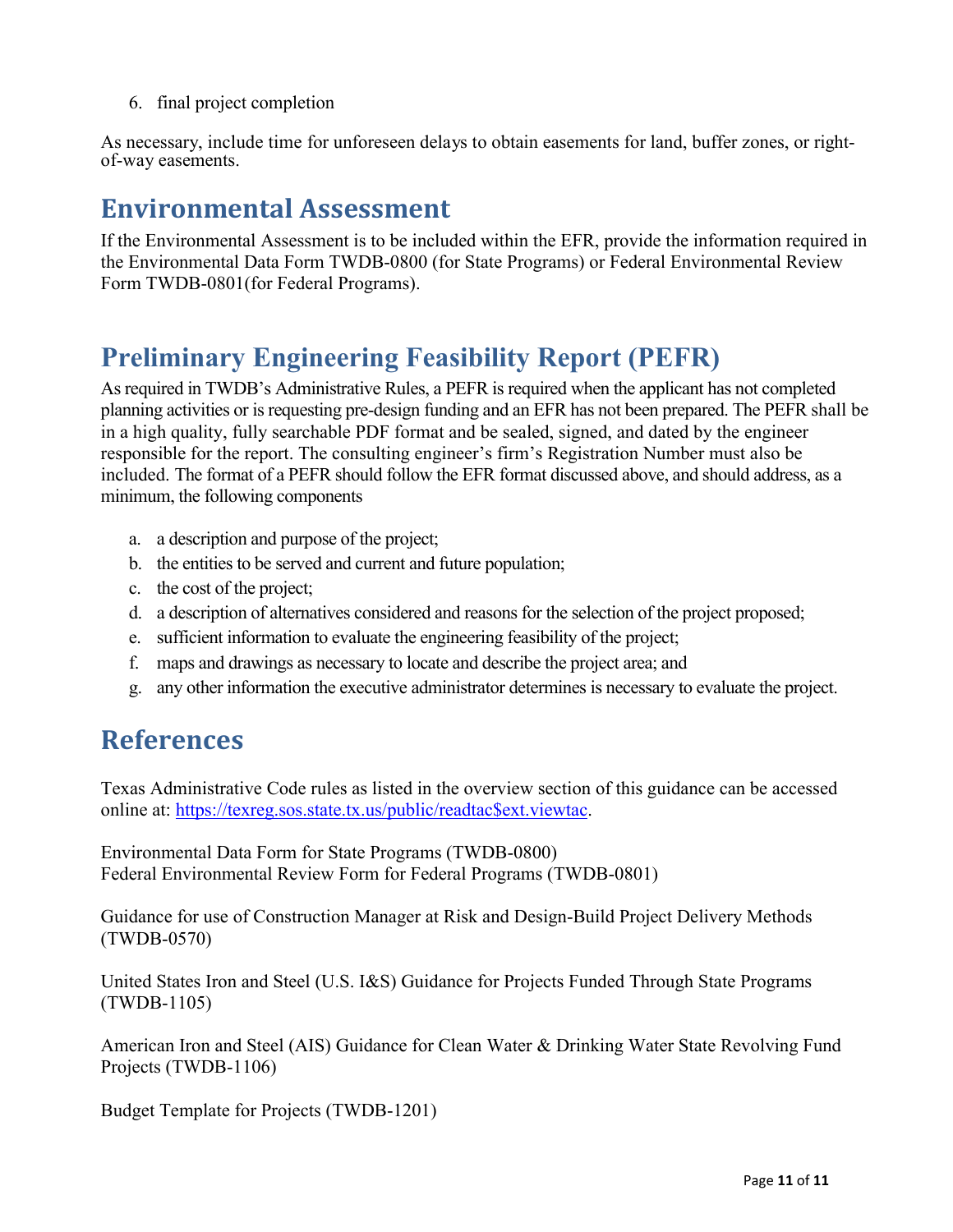6. final project completion

As necessary, include time for unforeseen delays to obtain easements for land, buffer zones, or right-of-way easements.

## Environmental Assessment

If the Environmental Assessment is to be included within the EFR, provide the information required in the Environmental Data Form TWDB-0800 (for State Programs) or Federal Environmental Review Form TWDB-0801(for Federal Programs).

## Preliminary Engineering Feasibility Report (PEFR)

As required in TWDB's Administrative Rules, a PEFR is required when the applicant has not completed planning activities or is requesting pre-design funding and an EFR has not been prepared. The PEFR shall be in a high quality, fully searchable PDF format and be sealed, signed, and dated by the engineer responsible for the report. The consulting engineer's firm's Registration Number must also be included. The format of a PEFR should follow the EFR format discussed above, and should address, as a minimum, the following components

a. a description and purpose of the project;
b. the entities to be served and current and future population;
c. the cost of the project;
d. a description of alternatives considered and reasons for the selection of the project proposed;
e. sufficient information to evaluate the engineering feasibility of the project;
f. maps and drawings as necessary to locate and describe the project area; and
g. any other information the executive administrator determines is necessary to evaluate the project.

## References

Texas Administrative Code rules as listed in the overview section of this guidance can be accessed online at: https://texreg.sos.state.tx.us/public/readtac$ext.viewtac.

Environmental Data Form for State Programs (TWDB-0800)
Federal Environmental Review Form for Federal Programs (TWDB-0801)

Guidance for use of Construction Manager at Risk and Design-Build Project Delivery Methods (TWDB-0570)

United States Iron and Steel (U.S. I&S) Guidance for Projects Funded Through State Programs (TWDB-1105)

American Iron and Steel (AIS) Guidance for Clean Water & Drinking Water State Revolving Fund Projects (TWDB-1106)

Budget Template for Projects (TWDB-1201)